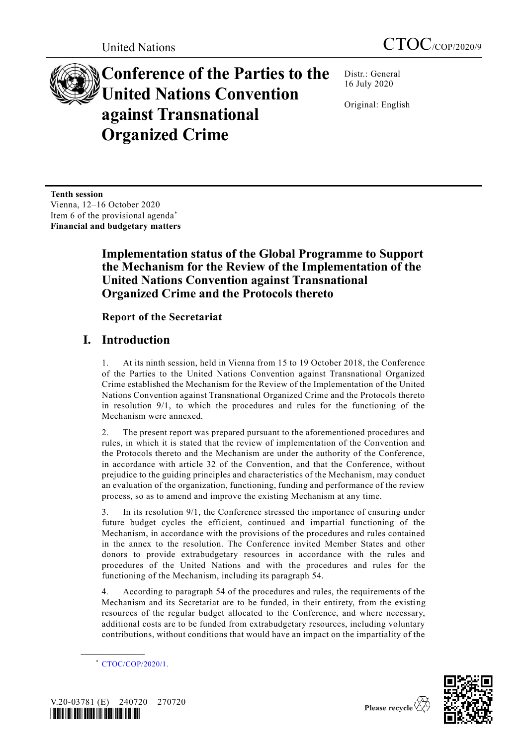United Nations

CTOC/COP/2020/9

# Conference of the Parties to the United Nations Convention against Transnational Organized Crime

Distr.: General
16 July 2020

Original: English

**Tenth session**
Vienna, 12–16 October 2020
Item 6 of the provisional agenda*
**Financial and budgetary matters**

## Implementation status of the Global Programme to Support the Mechanism for the Review of the Implementation of the United Nations Convention against Transnational Organized Crime and the Protocols thereto

### Report of the Secretariat

## I. Introduction

1. At its ninth session, held in Vienna from 15 to 19 October 2018, the Conference of the Parties to the United Nations Convention against Transnational Organized Crime established the Mechanism for the Review of the Implementation of the United Nations Convention against Transnational Organized Crime and the Protocols thereto in resolution 9/1, to which the procedures and rules for the functioning of the Mechanism were annexed.

2. The present report was prepared pursuant to the aforementioned procedures and rules, in which it is stated that the review of implementation of the Convention and the Protocols thereto and the Mechanism are under the authority of the Conference, in accordance with article 32 of the Convention, and that the Conference, without prejudice to the guiding principles and characteristics of the Mechanism, may conduct an evaluation of the organization, functioning, funding and performance of the review process, so as to amend and improve the existing Mechanism at any time.

3. In its resolution 9/1, the Conference stressed the importance of ensuring under future budget cycles the efficient, continued and impartial functioning of the Mechanism, in accordance with the provisions of the procedures and rules contained in the annex to the resolution. The Conference invited Member States and other donors to provide extrabudgetary resources in accordance with the rules and procedures of the United Nations and with the procedures and rules for the functioning of the Mechanism, including its paragraph 54.

4. According to paragraph 54 of the procedures and rules, the requirements of the Mechanism and its Secretariat are to be funded, in their entirety, from the existing resources of the regular budget allocated to the Conference, and where necessary, additional costs are to be funded from extrabudgetary resources, including voluntary contributions, without conditions that would have an impact on the impartiality of the

\* CTOC/COP/2020/1.

V.20-03781 (E) 240720 270720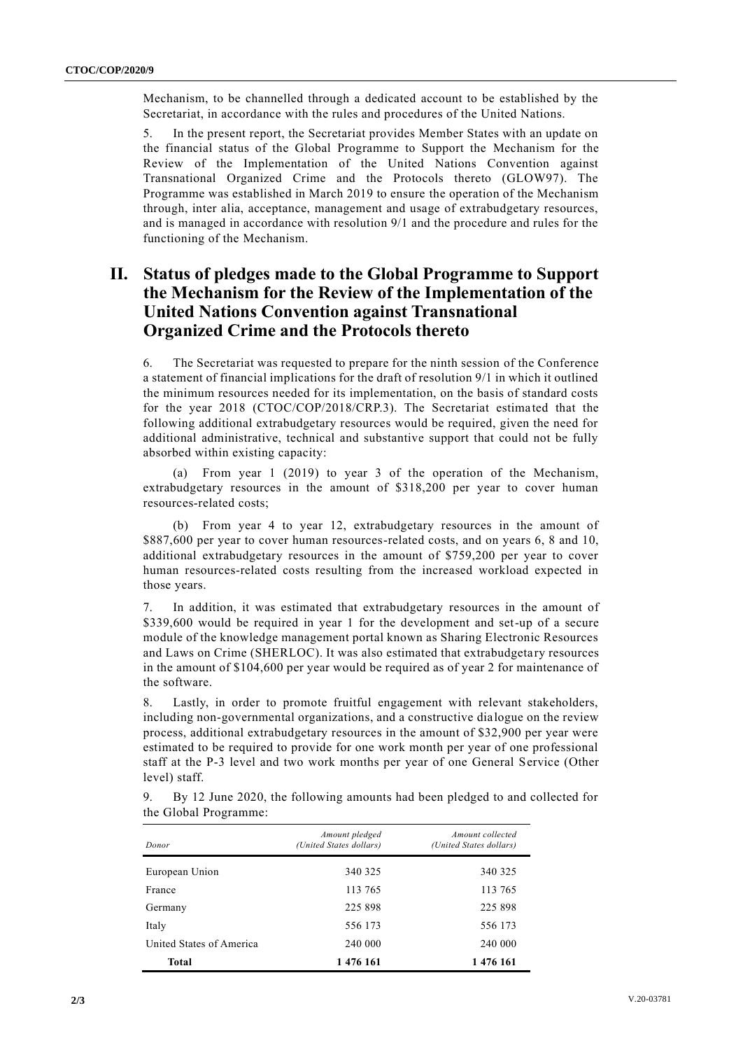Mechanism, to be channelled through a dedicated account to be established by the Secretariat, in accordance with the rules and procedures of the United Nations.

5. In the present report, the Secretariat provides Member States with an update on the financial status of the Global Programme to Support the Mechanism for the Review of the Implementation of the United Nations Convention against Transnational Organized Crime and the Protocols thereto (GLOW97). The Programme was established in March 2019 to ensure the operation of the Mechanism through, inter alia, acceptance, management and usage of extrabudgetary resources, and is managed in accordance with resolution 9/1 and the procedure and rules for the functioning of the Mechanism.

## II. Status of pledges made to the Global Programme to Support the Mechanism for the Review of the Implementation of the United Nations Convention against Transnational Organized Crime and the Protocols thereto

6. The Secretariat was requested to prepare for the ninth session of the Conference a statement of financial implications for the draft of resolution 9/1 in which it outlined the minimum resources needed for its implementation, on the basis of standard costs for the year 2018 (CTOC/COP/2018/CRP.3). The Secretariat estimated that the following additional extrabudgetary resources would be required, given the need for additional administrative, technical and substantive support that could not be fully absorbed within existing capacity:

(a) From year 1 (2019) to year 3 of the operation of the Mechanism, extrabudgetary resources in the amount of $318,200 per year to cover human resources-related costs;

(b) From year 4 to year 12, extrabudgetary resources in the amount of $887,600 per year to cover human resources-related costs, and on years 6, 8 and 10, additional extrabudgetary resources in the amount of $759,200 per year to cover human resources-related costs resulting from the increased workload expected in those years.

7. In addition, it was estimated that extrabudgetary resources in the amount of $339,600 would be required in year 1 for the development and set-up of a secure module of the knowledge management portal known as Sharing Electronic Resources and Laws on Crime (SHERLOC). It was also estimated that extrabudgetary resources in the amount of $104,600 per year would be required as of year 2 for maintenance of the software.

8. Lastly, in order to promote fruitful engagement with relevant stakeholders, including non-governmental organizations, and a constructive dialogue on the review process, additional extrabudgetary resources in the amount of $32,900 per year were estimated to be required to provide for one work month per year of one professional staff at the P-3 level and two work months per year of one General Service (Other level) staff.

9. By 12 June 2020, the following amounts had been pledged to and collected for the Global Programme:

| *Donor* | *Amount pledged (United States dollars)* | *Amount collected (United States dollars)* |
|---|---:|---:|
| European Union | 340 325 | 340 325 |
| France | 113 765 | 113 765 |
| Germany | 225 898 | 225 898 |
| Italy | 556 173 | 556 173 |
| United States of America | 240 000 | 240 000 |
| **Total** | **1 476 161** | **1 476 161** |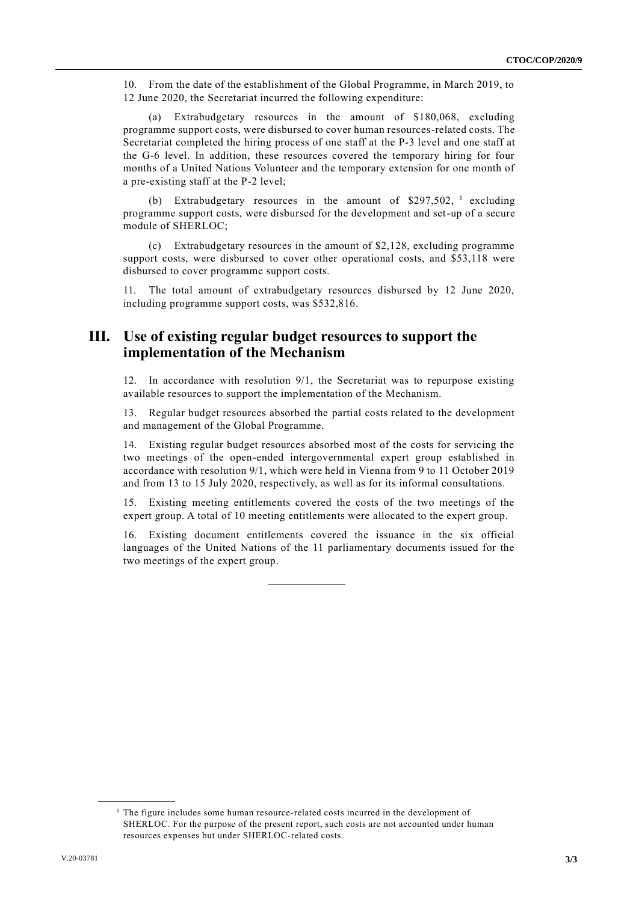10. From the date of the establishment of the Global Programme, in March 2019, to 12 June 2020, the Secretariat incurred the following expenditure:

(a) Extrabudgetary resources in the amount of $180,068, excluding programme support costs, were disbursed to cover human resources-related costs. The Secretariat completed the hiring process of one staff at the P-3 level and one staff at the G-6 level. In addition, these resources covered the temporary hiring for four months of a United Nations Volunteer and the temporary extension for one month of a pre-existing staff at the P-2 level;

(b) Extrabudgetary resources in the amount of $297,502, [1] excluding programme support costs, were disbursed for the development and set-up of a secure module of SHERLOC;

(c) Extrabudgetary resources in the amount of $2,128, excluding programme support costs, were disbursed to cover other operational costs, and $53,118 were disbursed to cover programme support costs.

11. The total amount of extrabudgetary resources disbursed by 12 June 2020, including programme support costs, was $532,816.

## III. Use of existing regular budget resources to support the implementation of the Mechanism

12. In accordance with resolution 9/1, the Secretariat was to repurpose existing available resources to support the implementation of the Mechanism.

13. Regular budget resources absorbed the partial costs related to the development and management of the Global Programme.

14. Existing regular budget resources absorbed most of the costs for servicing the two meetings of the open-ended intergovernmental expert group established in accordance with resolution 9/1, which were held in Vienna from 9 to 11 October 2019 and from 13 to 15 July 2020, respectively, as well as for its informal consultations.

15. Existing meeting entitlements covered the costs of the two meetings of the expert group. A total of 10 meeting entitlements were allocated to the expert group.

16. Existing document entitlements covered the issuance in the six official languages of the United Nations of the 11 parliamentary documents issued for the two meetings of the expert group.

---

[1] The figure includes some human resource-related costs incurred in the development of SHERLOC. For the purpose of the present report, such costs are not accounted under human resources expenses but under SHERLOC-related costs.